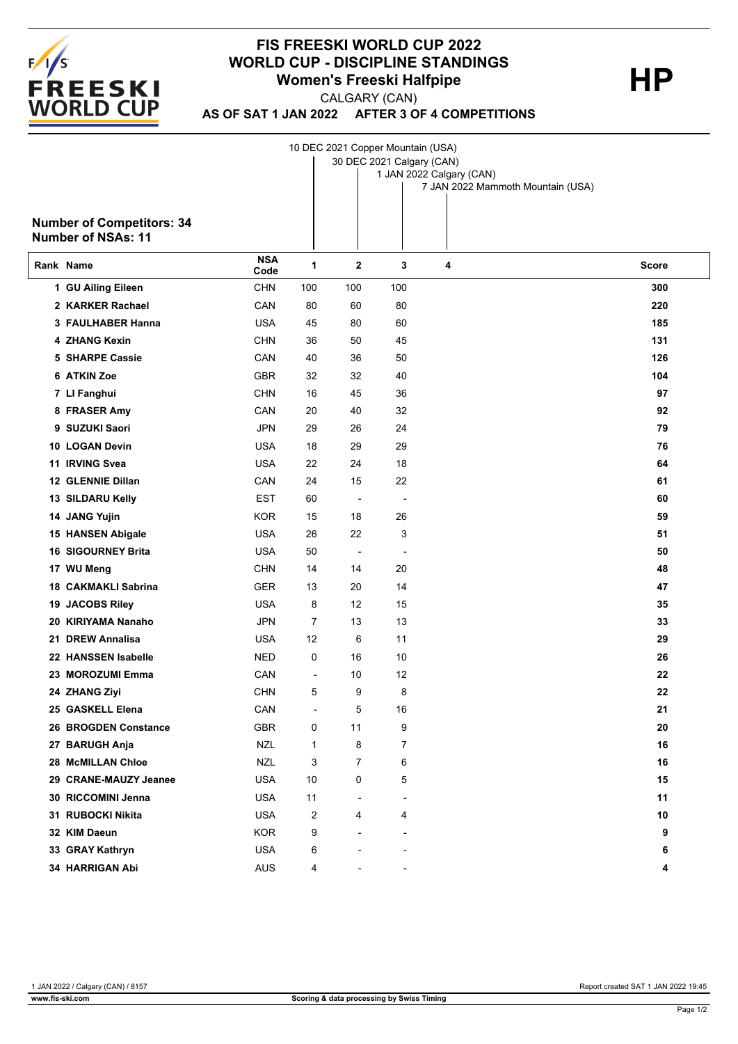# FIS FREESKI WORLD CUP 2022
## WORLD CUP - DISCIPLINE STANDINGS
### Women's Freeski Halfpipe

**HP**

CALGARY (CAN)

**AS OF SAT 1 JAN 2022 AFTER 3 OF 4 COMPETITIONS**

1. 10 DEC 2021 Copper Mountain (USA)
2. 30 DEC 2021 Calgary (CAN)
3. 1 JAN 2022 Calgary (CAN)
4. 7 JAN 2022 Mammoth Mountain (USA)

**Number of Competitors: 34**
**Number of NSAs: 11**

| Rank | Name | NSA Code | 1 | 2 | 3 | 4 | Score |
|---|---|---|---|---|---|---|---|
| 1 | GU Ailing Eileen | CHN | 100 | 100 | 100 | | 300 |
| 2 | KARKER Rachael | CAN | 80 | 60 | 80 | | 220 |
| 3 | FAULHABER Hanna | USA | 45 | 80 | 60 | | 185 |
| 4 | ZHANG Kexin | CHN | 36 | 50 | 45 | | 131 |
| 5 | SHARPE Cassie | CAN | 40 | 36 | 50 | | 126 |
| 6 | ATKIN Zoe | GBR | 32 | 32 | 40 | | 104 |
| 7 | LI Fanghui | CHN | 16 | 45 | 36 | | 97 |
| 8 | FRASER Amy | CAN | 20 | 40 | 32 | | 92 |
| 9 | SUZUKI Saori | JPN | 29 | 26 | 24 | | 79 |
| 10 | LOGAN Devin | USA | 18 | 29 | 29 | | 76 |
| 11 | IRVING Svea | USA | 22 | 24 | 18 | | 64 |
| 12 | GLENNIE Dillan | CAN | 24 | 15 | 22 | | 61 |
| 13 | SILDARU Kelly | EST | 60 | - | - | | 60 |
| 14 | JANG Yujin | KOR | 15 | 18 | 26 | | 59 |
| 15 | HANSEN Abigale | USA | 26 | 22 | 3 | | 51 |
| 16 | SIGOURNEY Brita | USA | 50 | - | - | | 50 |
| 17 | WU Meng | CHN | 14 | 14 | 20 | | 48 |
| 18 | CAKMAKLI Sabrina | GER | 13 | 20 | 14 | | 47 |
| 19 | JACOBS Riley | USA | 8 | 12 | 15 | | 35 |
| 20 | KIRIYAMA Nanaho | JPN | 7 | 13 | 13 | | 33 |
| 21 | DREW Annalisa | USA | 12 | 6 | 11 | | 29 |
| 22 | HANSSEN Isabelle | NED | 0 | 16 | 10 | | 26 |
| 23 | MOROZUMI Emma | CAN | - | 10 | 12 | | 22 |
| 24 | ZHANG Ziyi | CHN | 5 | 9 | 8 | | 22 |
| 25 | GASKELL Elena | CAN | - | 5 | 16 | | 21 |
| 26 | BROGDEN Constance | GBR | 0 | 11 | 9 | | 20 |
| 27 | BARUGH Anja | NZL | 1 | 8 | 7 | | 16 |
| 28 | McMILLAN Chloe | NZL | 3 | 7 | 6 | | 16 |
| 29 | CRANE-MAUZY Jeanee | USA | 10 | 0 | 5 | | 15 |
| 30 | RICCOMINI Jenna | USA | 11 | - | - | | 11 |
| 31 | RUBOCKI Nikita | USA | 2 | 4 | 4 | | 10 |
| 32 | KIM Daeun | KOR | 9 | - | - | | 9 |
| 33 | GRAY Kathryn | USA | 6 | - | - | | 6 |
| 34 | HARRIGAN Abi | AUS | 4 | - | - | | 4 |

1 JAN 2022 / Calgary (CAN) / 8157

Report created SAT 1 JAN 2022 19:45

www.fis-ski.com

Scoring & data processing by Swiss Timing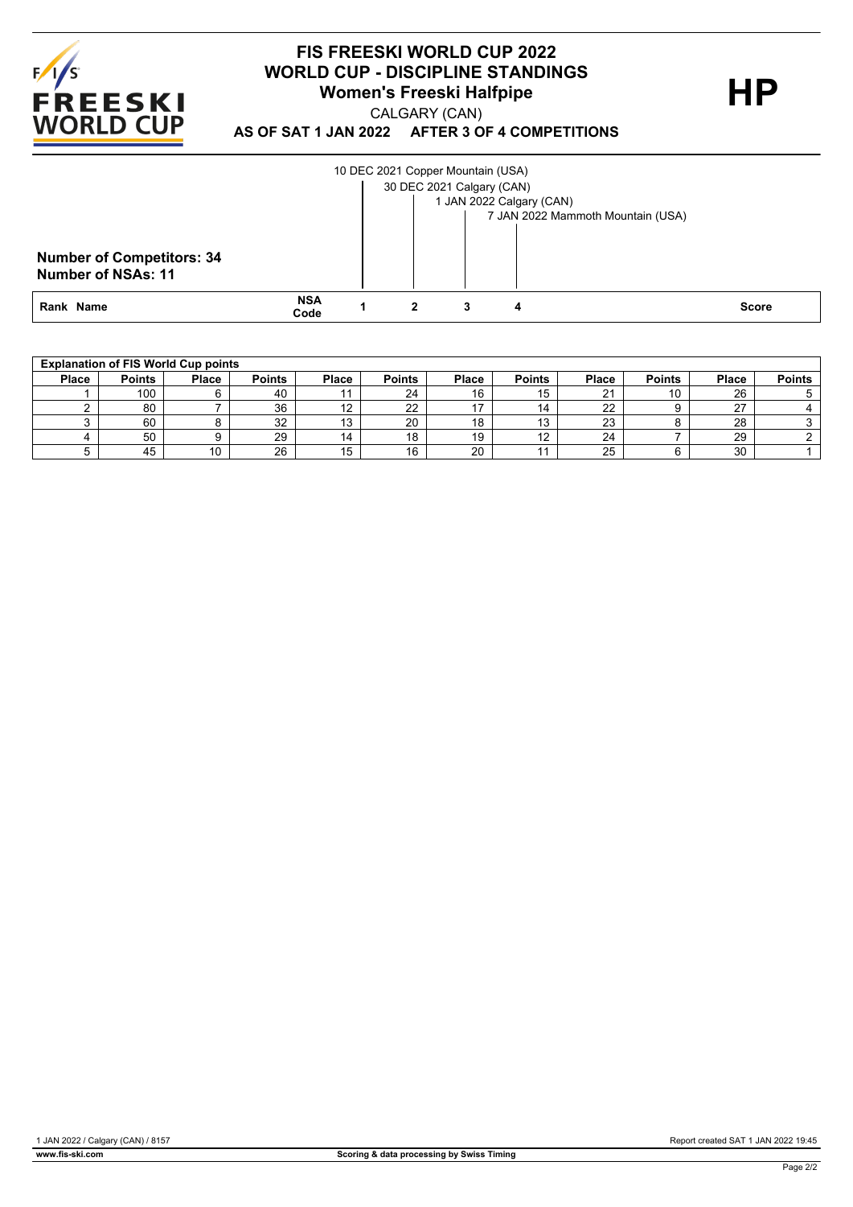# FIS FREESKI WORLD CUP 2022
## WORLD CUP - DISCIPLINE STANDINGS
### Women's Freeski Halfpipe

CALGARY (CAN)

**AS OF SAT 1 JAN 2022 AFTER 3 OF 4 COMPETITIONS**

**HP**

10 DEC 2021 Copper Mountain (USA)
30 DEC 2021 Calgary (CAN)
1 JAN 2022 Calgary (CAN)
7 JAN 2022 Mammoth Mountain (USA)

**Number of Competitors: 34**
**Number of NSAs: 11**

| Rank | Name | NSA Code | 1 | 2 | 3 | 4 | Score |
|---|---|---|---|---|---|---|---|

| Explanation of FIS World Cup points | | | | | | | | | | | |
|---|---|---|---|---|---|---|---|---|---|---|---|
| **Place** | **Points** | **Place** | **Points** | **Place** | **Points** | **Place** | **Points** | **Place** | **Points** | **Place** | **Points** |
| 1 | 100 | 6 | 40 | 11 | 24 | 16 | 15 | 21 | 10 | 26 | 5 |
| 2 | 80 | 7 | 36 | 12 | 22 | 17 | 14 | 22 | 9 | 27 | 4 |
| 3 | 60 | 8 | 32 | 13 | 20 | 18 | 13 | 23 | 8 | 28 | 3 |
| 4 | 50 | 9 | 29 | 14 | 18 | 19 | 12 | 24 | 7 | 29 | 2 |
| 5 | 45 | 10 | 26 | 15 | 16 | 20 | 11 | 25 | 6 | 30 | 1 |

1 JAN 2022 / Calgary (CAN) / 8157

Report created SAT 1 JAN 2022 19:45

www.fis-ski.com

Scoring & data processing by Swiss Timing